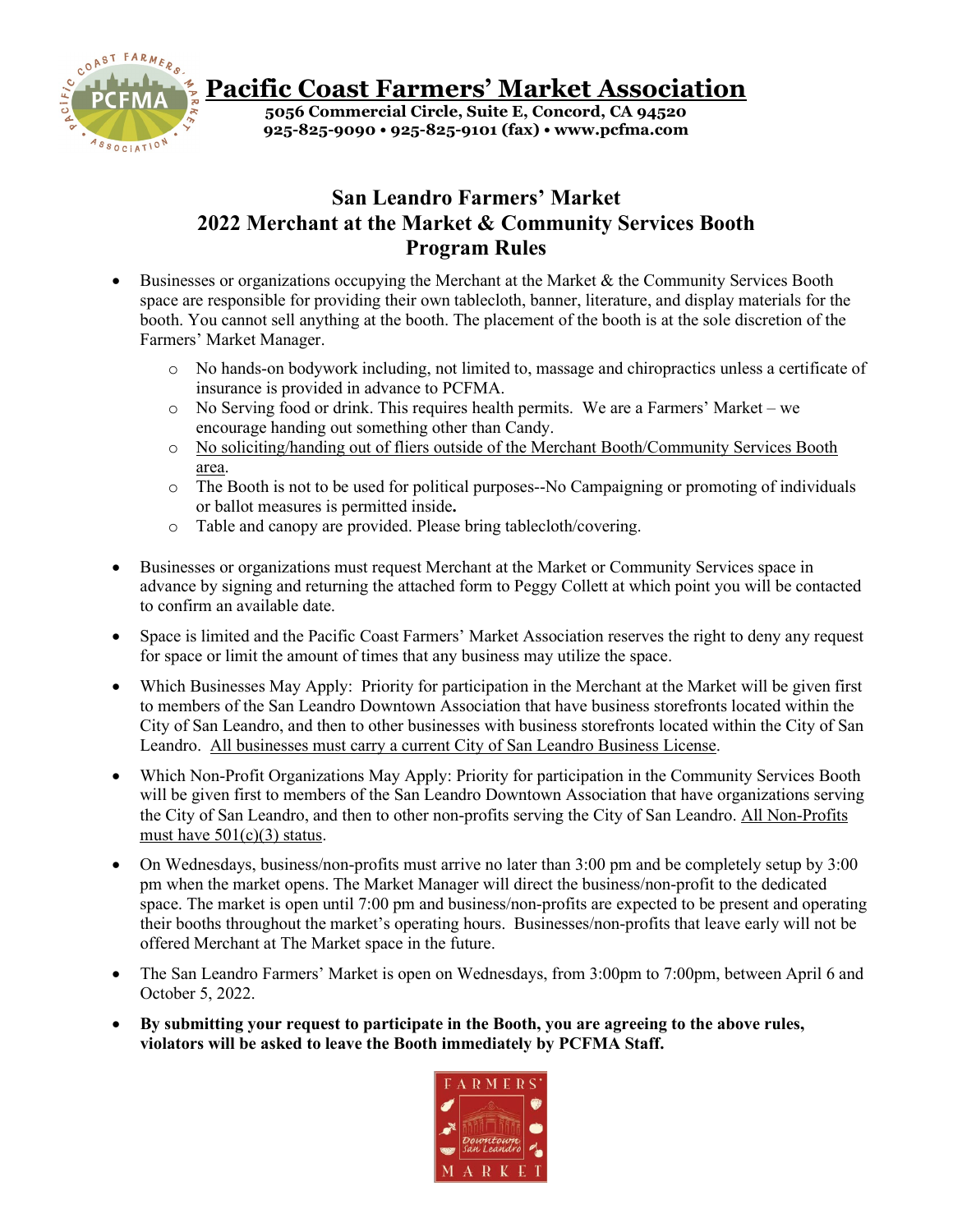# Pacific Coast Farmers' Market Association

**5056 Commercial Circle, Suite E, Concord, CA 94520**
**925-825-9090 • 925-825-9101 (fax) • www.pcfma.com**

## San Leandro Farmers' Market
## 2022 Merchant at the Market & Community Services Booth
## Program Rules

- Businesses or organizations occupying the Merchant at the Market & the Community Services Booth space are responsible for providing their own tablecloth, banner, literature, and display materials for the booth. You cannot sell anything at the booth. The placement of the booth is at the sole discretion of the Farmers' Market Manager.
  - No hands-on bodywork including, not limited to, massage and chiropractics unless a certificate of insurance is provided in advance to PCFMA.
  - No Serving food or drink. This requires health permits. We are a Farmers' Market – we encourage handing out something other than Candy.
  - No soliciting/handing out of fliers outside of the Merchant Booth/Community Services Booth area.
  - The Booth is not to be used for political purposes--No Campaigning or promoting of individuals or ballot measures is permitted inside**.**
  - Table and canopy are provided. Please bring tablecloth/covering.

- Businesses or organizations must request Merchant at the Market or Community Services space in advance by signing and returning the attached form to Peggy Collett at which point you will be contacted to confirm an available date.

- Space is limited and the Pacific Coast Farmers' Market Association reserves the right to deny any request for space or limit the amount of times that any business may utilize the space.

- Which Businesses May Apply: Priority for participation in the Merchant at the Market will be given first to members of the San Leandro Downtown Association that have business storefronts located within the City of San Leandro, and then to other businesses with business storefronts located within the City of San Leandro. All businesses must carry a current City of San Leandro Business License.

- Which Non-Profit Organizations May Apply: Priority for participation in the Community Services Booth will be given first to members of the San Leandro Downtown Association that have organizations serving the City of San Leandro, and then to other non-profits serving the City of San Leandro. All Non-Profits must have 501(c)(3) status.

- On Wednesdays, business/non-profits must arrive no later than 3:00 pm and be completely setup by 3:00 pm when the market opens. The Market Manager will direct the business/non-profit to the dedicated space. The market is open until 7:00 pm and business/non-profits are expected to be present and operating their booths throughout the market's operating hours. Businesses/non-profits that leave early will not be offered Merchant at The Market space in the future.

- The San Leandro Farmers' Market is open on Wednesdays, from 3:00pm to 7:00pm, between April 6 and October 5, 2022.

- **By submitting your request to participate in the Booth, you are agreeing to the above rules, violators will be asked to leave the Booth immediately by PCFMA Staff.**

FARMERS' Downtown San Leandro MARKET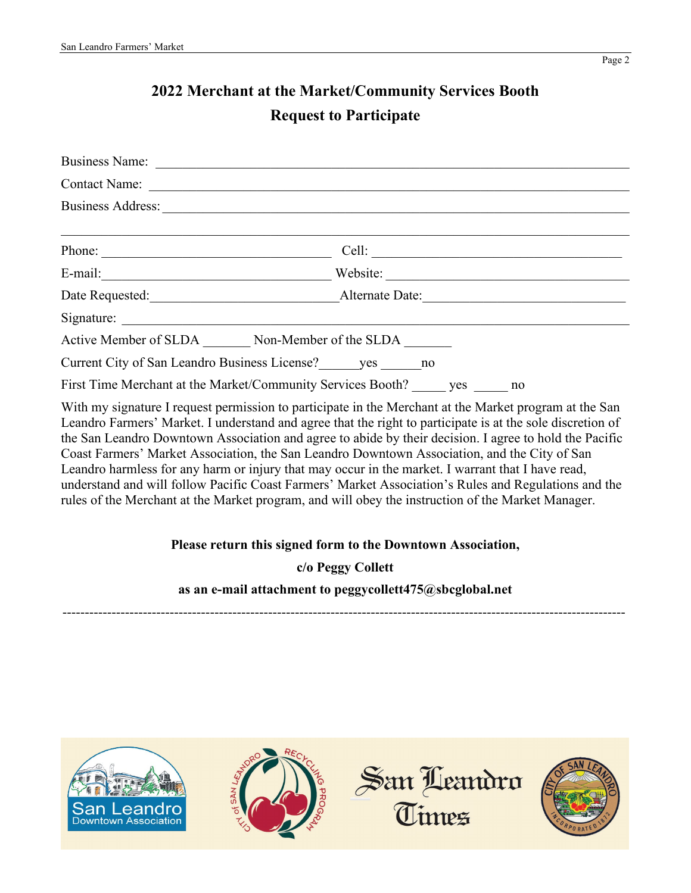## 2022 Merchant at the Market/Community Services Booth
## Request to Participate

Business Name: ___________________________________________________________________

Contact Name: ___________________________________________________________________

Business Address: ________________________________________________________________

_________________________________________________________________________________

Phone: ________________________________ Cell: ______________________________________

E-mail: ________________________________ Website: ___________________________________

Date Requested: __________________________ Alternate Date: _____________________________

Signature: _______________________________________________________________________

Active Member of SLDA _______ Non-Member of the SLDA _______

Current City of San Leandro Business License? ______yes ______no

First Time Merchant at the Market/Community Services Booth? _____ yes _____ no

With my signature I request permission to participate in the Merchant at the Market program at the San Leandro Farmers' Market. I understand and agree that the right to participate is at the sole discretion of the San Leandro Downtown Association and agree to abide by their decision. I agree to hold the Pacific Coast Farmers' Market Association, the San Leandro Downtown Association, and the City of San Leandro harmless for any harm or injury that may occur in the market. I warrant that I have read, understand and will follow Pacific Coast Farmers' Market Association's Rules and Regulations and the rules of the Merchant at the Market program, and will obey the instruction of the Market Manager.

**Please return this signed form to the Downtown Association,**

**c/o Peggy Collett**

**as an e-mail attachment to peggycollett475@sbcglobal.net**

---

San Leandro Downtown Association

CITY of SAN LEANDRO RECYCLING PROGRAM

San Leandro Times

CITY OF SAN LEANDRO INCORPORATED 1872